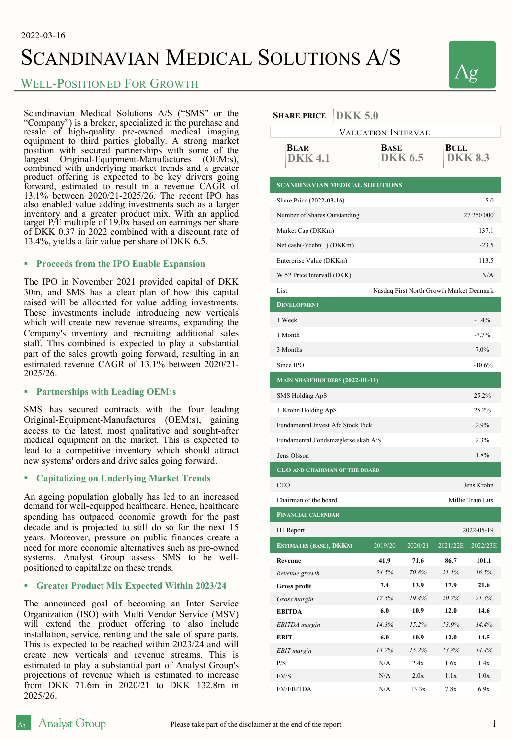2022-03-16

# Scandinavian Medical Solutions A/S

## Well-Positioned For Growth

Scandinavian Medical Solutions A/S ("SMS" or the "Company") is a broker, specialized in the purchase and resale of high-quality pre-owned medical imaging equipment to third parties globally. A strong market position with secured partnerships with some of the largest Original-Equipment-Manufactures (OEM:s), combined with underlying market trends and a greater product offering is expected to be key drivers going forward, estimated to result in a revenue CAGR of 13.1% between 2020/21-2025/26. The recent IPO has also enabled value adding investments such as a larger inventory and a greater product mix. With an applied target P/E multiple of 19.0x based on earnings per share of DKK 0.37 in 2022 combined with a discount rate of 13.4%, yields a fair value per share of DKK 6.5.

### Proceeds from the IPO Enable Expansion

The IPO in November 2021 provided capital of DKK 30m, and SMS has a clear plan of how this capital raised will be allocated for value adding investments. These investments include introducing new verticals which will create new revenue streams, expanding the Company's inventory and recruiting additional sales staff. This combined is expected to play a substantial part of the sales growth going forward, resulting in an estimated revenue CAGR of 13.1% between 2020/21-2025/26.

### Partnerships with Leading OEM:s

SMS has secured contracts with the four leading Original-Equipment-Manufactures (OEM:s), gaining access to the latest, most qualitative and sought-after medical equipment on the market. This is expected to lead to a competitive inventory which should attract new systems' orders and drive sales going forward.

### Capitalizing on Underlying Market Trends

An ageing population globally has led to an increased demand for well-equipped healthcare. Hence, healthcare spending has outpaced economic growth for the past decade and is projected to still do so for the next 15 years. Moreover, pressure on public finances create a need for more economic alternatives such as pre-owned systems. Analyst Group assess SMS to be well-positioned to capitalize on these trends.

### Greater Product Mix Expected Within 2023/24

The announced goal of becoming an Inter Service Organization (ISO) with Multi Vendor Service (MSV) will extend the product offering to also include installation, service, renting and the sale of spare parts. This is expected to be reached within 2023/24 and will create new verticals and revenue streams. This is estimated to play a substantial part of Analyst Group's projections of revenue which is estimated to increase from DKK 71.6m in 2020/21 to DKK 132.8m in 2025/26.

**Share price** DKK 5.0

| Valuation Interval | | |
|---|---|---|
| **Bear** | **Base** | **Bull** |
| DKK 4.1 | DKK 6.5 | DKK 8.3 |

| Scandinavian Medical Solutions | |
|---|---|
| Share Price (2022-03-16) | 5.0 |
| Number of Shares Outstanding | 27 250 000 |
| Market Cap (DKKm) | 137.1 |
| Net cash(-)/debt(+) (DKKm) | -23.5 |
| Enterprise Value (DKKm) | 113.5 |
| W.52 Price Intervall (DKK) | N/A |
| List | Nasdaq First North Growth Market Denmark |

| Development | |
|---|---|
| 1 Week | -1.4% |
| 1 Month | -7.7% |
| 3 Months | 7.0% |
| Since IPO | -10.6% |

| Main Shareholders (2022-01-11) | |
|---|---|
| SMS Holding ApS | 25.2% |
| J. Krohn Holding ApS | 25.2% |
| Fundamental Invest Afd Stock Pick | 2.9% |
| Fundamental Fondsmæglerselskab A/S | 2.3% |
| Jens Olsson | 1.8% |

| CEO and Chairman of the Board | |
|---|---|
| CEO | Jens Krohn |
| Chairman of the board | Millie Tram Lux |

| Financial Calendar | |
|---|---|
| H1 Report | 2022-05-19 |

| Estimates (Base), DKKm | 2019/20 | 2020/21 | 2021/22E | 2022/23E |
|---|---|---|---|---|
| **Revenue** | **41.9** | **71.6** | **86.7** | **101.1** |
| *Revenue growth* | *34.5%* | *70.8%* | *21.1%* | *16.5%* |
| **Gross profit** | **7.4** | **13.9** | **17.9** | **21.6** |
| *Gross margin* | *17.5%* | *19.4%* | *20.7%* | *21.3%* |
| **EBITDA** | **6.0** | **10.9** | **12.0** | **14.6** |
| *EBITDA margin* | *14.3%* | *15.2%* | *13.9%* | *14.4%* |
| **EBIT** | **6.0** | **10.9** | **12.0** | **14.5** |
| *EBIT margin* | *14.2%* | *15.2%* | *13.8%* | *14.4%* |
| P/S | N/A | 2.4x | 1.6x | 1.4x |
| EV/S | N/A | 2.0x | 1.1x | 1.0x |
| EV/EBITDA | N/A | 13.3x | 7.8x | 6.9x |

Please take part of the disclaimer at the end of the report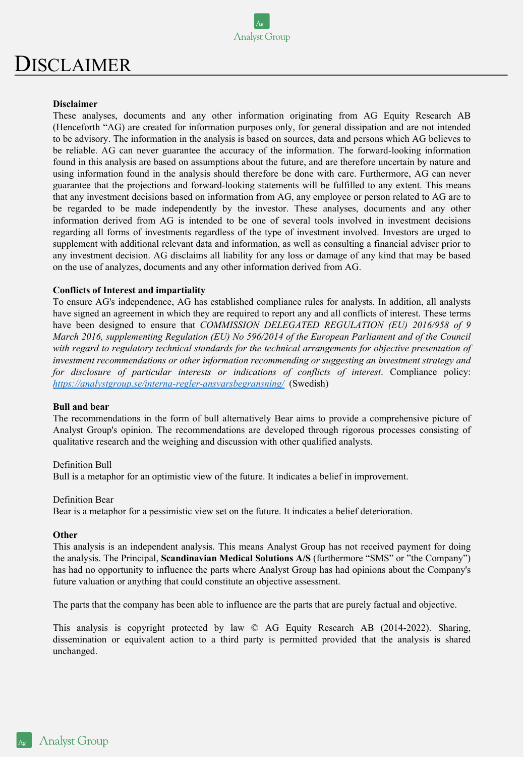# DISCLAIMER

**Disclaimer**

These analyses, documents and any other information originating from AG Equity Research AB (Henceforth "AG) are created for information purposes only, for general dissipation and are not intended to be advisory. The information in the analysis is based on sources, data and persons which AG believes to be reliable. AG can never guarantee the accuracy of the information. The forward-looking information found in this analysis are based on assumptions about the future, and are therefore uncertain by nature and using information found in the analysis should therefore be done with care. Furthermore, AG can never guarantee that the projections and forward-looking statements will be fulfilled to any extent. This means that any investment decisions based on information from AG, any employee or person related to AG are to be regarded to be made independently by the investor. These analyses, documents and any other information derived from AG is intended to be one of several tools involved in investment decisions regarding all forms of investments regardless of the type of investment involved. Investors are urged to supplement with additional relevant data and information, as well as consulting a financial adviser prior to any investment decision. AG disclaims all liability for any loss or damage of any kind that may be based on the use of analyzes, documents and any other information derived from AG.

**Conflicts of Interest and impartiality**

To ensure AG's independence, AG has established compliance rules for analysts. In addition, all analysts have signed an agreement in which they are required to report any and all conflicts of interest. These terms have been designed to ensure that *COMMISSION DELEGATED REGULATION (EU) 2016/958 of 9 March 2016, supplementing Regulation (EU) No 596/2014 of the European Parliament and of the Council with regard to regulatory technical standards for the technical arrangements for objective presentation of investment recommendations or other information recommending or suggesting an investment strategy and for disclosure of particular interests or indications of conflicts of interest*. Compliance policy: https://analystgroup.se/interna-regler-ansvarsbegransning/ (Swedish)

**Bull and bear**

The recommendations in the form of bull alternatively Bear aims to provide a comprehensive picture of Analyst Group's opinion. The recommendations are developed through rigorous processes consisting of qualitative research and the weighing and discussion with other qualified analysts.

Definition Bull

Bull is a metaphor for an optimistic view of the future. It indicates a belief in improvement.

Definition Bear

Bear is a metaphor for a pessimistic view set on the future. It indicates a belief deterioration.

**Other**

This analysis is an independent analysis. This means Analyst Group has not received payment for doing the analysis. The Principal, **Scandinavian Medical Solutions A/S** (furthermore "SMS" or "the Company") has had no opportunity to influence the parts where Analyst Group has had opinions about the Company's future valuation or anything that could constitute an objective assessment.

The parts that the company has been able to influence are the parts that are purely factual and objective.

This analysis is copyright protected by law © AG Equity Research AB (2014-2022). Sharing, dissemination or equivalent action to a third party is permitted provided that the analysis is shared unchanged.